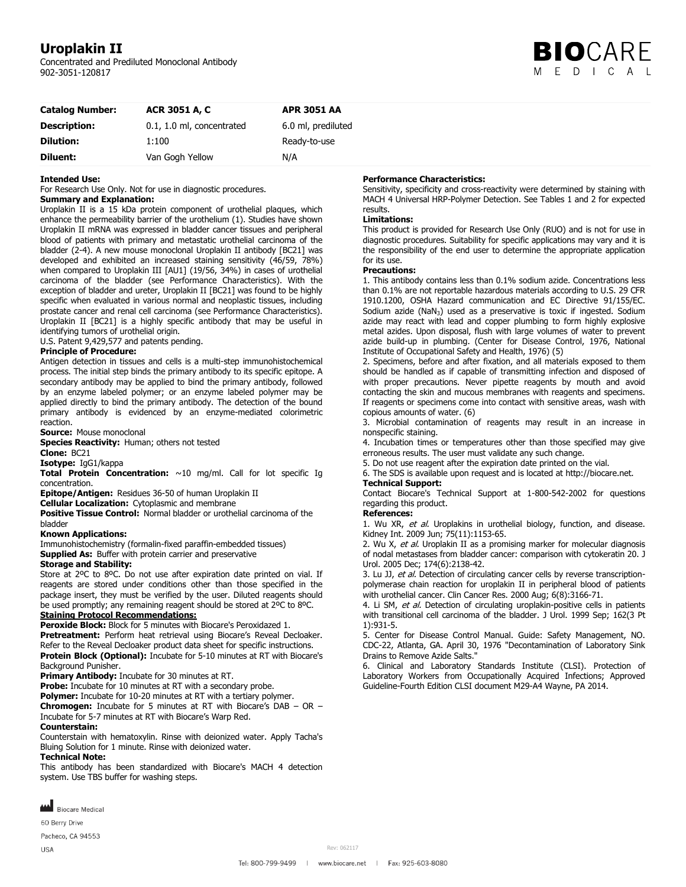# Uroplakin II

Concentrated and Prediluted Monoclonal Antibody
902-3051-120817

BIOCARE MEDICAL

| Catalog Number: | ACR 3051 A, C | APR 3051 AA |
| --- | --- | --- |
| Description: | 0.1, 1.0 ml, concentrated | 6.0 ml, prediluted |
| Dilution: | 1:100 | Ready-to-use |
| Diluent: | Van Gogh Yellow | N/A |

**Intended Use:**
For Research Use Only. Not for use in diagnostic procedures.

**Summary and Explanation:**
Uroplakin II is a 15 kDa protein component of urothelial plaques, which enhance the permeability barrier of the urothelium (1). Studies have shown Uroplakin II mRNA was expressed in bladder cancer tissues and peripheral blood of patients with primary and metastatic urothelial carcinoma of the bladder (2-4). A new mouse monoclonal Uroplakin II antibody [BC21] was developed and exhibited an increased staining sensitivity (46/59, 78%) when compared to Uroplakin III [AU1] (19/56, 34%) in cases of urothelial carcinoma of the bladder (see Performance Characteristics). With the exception of bladder and ureter, Uroplakin II [BC21] was found to be highly specific when evaluated in various normal and neoplastic tissues, including prostate cancer and renal cell carcinoma (see Performance Characteristics). Uroplakin II [BC21] is a highly specific antibody that may be useful in identifying tumors of urothelial origin.
U.S. Patent 9,429,577 and patents pending.

**Principle of Procedure:**
Antigen detection in tissues and cells is a multi-step immunohistochemical process. The initial step binds the primary antibody to its specific epitope. A secondary antibody may be applied to bind the primary antibody, followed by an enzyme labeled polymer; or an enzyme labeled polymer may be applied directly to bind the primary antibody. The detection of the bound primary antibody is evidenced by an enzyme-mediated colorimetric reaction.

**Source:** Mouse monoclonal
**Species Reactivity:** Human; others not tested
**Clone:** BC21
**Isotype:** IgG1/kappa
**Total Protein Concentration:** ~10 mg/ml. Call for lot specific Ig concentration.
**Epitope/Antigen:** Residues 36-50 of human Uroplakin II
**Cellular Localization:** Cytoplasmic and membrane
**Positive Tissue Control:** Normal bladder or urothelial carcinoma of the bladder

**Known Applications:**
Immunohistochemistry (formalin-fixed paraffin-embedded tissues)
**Supplied As:** Buffer with protein carrier and preservative

**Storage and Stability:**
Store at 2ºC to 8ºC. Do not use after expiration date printed on vial. If reagents are stored under conditions other than those specified in the package insert, they must be verified by the user. Diluted reagents should be used promptly; any remaining reagent should be stored at 2ºC to 8ºC.

**Staining Protocol Recommendations:**
**Peroxide Block:** Block for 5 minutes with Biocare's Peroxidazed 1.
**Pretreatment:** Perform heat retrieval using Biocare's Reveal Decloaker. Refer to the Reveal Decloaker product data sheet for specific instructions.
**Protein Block (Optional):** Incubate for 5-10 minutes at RT with Biocare's Background Punisher.
**Primary Antibody:** Incubate for 30 minutes at RT.
**Probe:** Incubate for 10 minutes at RT with a secondary probe.
**Polymer:** Incubate for 10-20 minutes at RT with a tertiary polymer.
**Chromogen:** Incubate for 5 minutes at RT with Biocare's DAB – OR – Incubate for 5-7 minutes at RT with Biocare's Warp Red.

**Counterstain:**
Counterstain with hematoxylin. Rinse with deionized water. Apply Tacha's Bluing Solution for 1 minute. Rinse with deionized water.

**Technical Note:**
This antibody has been standardized with Biocare's MACH 4 detection system. Use TBS buffer for washing steps.

**Performance Characteristics:**
Sensitivity, specificity and cross-reactivity were determined by staining with MACH 4 Universal HRP-Polymer Detection. See Tables 1 and 2 for expected results.

**Limitations:**
This product is provided for Research Use Only (RUO) and is not for use in diagnostic procedures. Suitability for specific applications may vary and it is the responsibility of the end user to determine the appropriate application for its use.

**Precautions:**
1. This antibody contains less than 0.1% sodium azide. Concentrations less than 0.1% are not reportable hazardous materials according to U.S. 29 CFR 1910.1200, OSHA Hazard communication and EC Directive 91/155/EC. Sodium azide ($NaN_3$) used as a preservative is toxic if ingested. Sodium azide may react with lead and copper plumbing to form highly explosive metal azides. Upon disposal, flush with large volumes of water to prevent azide build-up in plumbing. (Center for Disease Control, 1976, National Institute of Occupational Safety and Health, 1976) (5)
2. Specimens, before and after fixation, and all materials exposed to them should be handled as if capable of transmitting infection and disposed of with proper precautions. Never pipette reagents by mouth and avoid contacting the skin and mucous membranes with reagents and specimens. If reagents or specimens come into contact with sensitive areas, wash with copious amounts of water. (6)
3. Microbial contamination of reagents may result in an increase in nonspecific staining.
4. Incubation times or temperatures other than those specified may give erroneous results. The user must validate any such change.
5. Do not use reagent after the expiration date printed on the vial.
6. The SDS is available upon request and is located at http://biocare.net.

**Technical Support:**
Contact Biocare's Technical Support at 1-800-542-2002 for questions regarding this product.

**References:**
1. Wu XR, *et al.* Uroplakins in urothelial biology, function, and disease. Kidney Int. 2009 Jun; 75(11):1153-65.
2. Wu X, *et al.* Uroplakin II as a promising marker for molecular diagnosis of nodal metastases from bladder cancer: comparison with cytokeratin 20. J Urol. 2005 Dec; 174(6):2138-42.
3. Lu JJ, *et al.* Detection of circulating cancer cells by reverse transcription-polymerase chain reaction for uroplakin II in peripheral blood of patients with urothelial cancer. Clin Cancer Res. 2000 Aug; 6(8):3166-71.
4. Li SM, *et al.* Detection of circulating uroplakin-positive cells in patients with transitional cell carcinoma of the bladder. J Urol. 1999 Sep; 162(3 Pt 1):931-5.
5. Center for Disease Control Manual. Guide: Safety Management, NO. CDC-22, Atlanta, GA. April 30, 1976 "Decontamination of Laboratory Sink Drains to Remove Azide Salts."
6. Clinical and Laboratory Standards Institute (CLSI). Protection of Laboratory Workers from Occupationally Acquired Infections; Approved Guideline-Fourth Edition CLSI document M29-A4 Wayne, PA 2014.

Biocare Medical
60 Berry Drive
Pacheco, CA 94553
USA

Rev: 062117

Tel: 800-799-9499 | www.biocare.net | Fax: 925-603-8080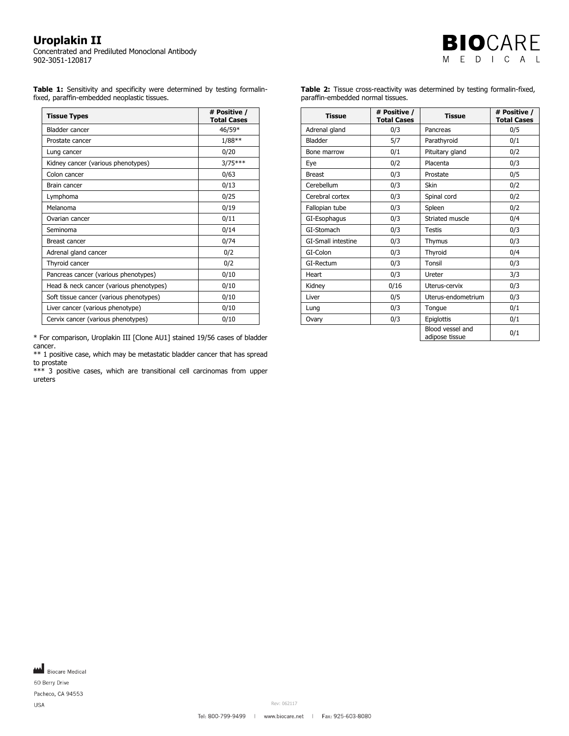**Table 1:** Sensitivity and specificity were determined by testing formalin-fixed, paraffin-embedded neoplastic tissues.

| Tissue Types | # Positive / Total Cases |
|---|---|
| Bladder cancer | 46/59* |
| Prostate cancer | 1/88** |
| Lung cancer | 0/20 |
| Kidney cancer (various phenotypes) | 3/75*** |
| Colon cancer | 0/63 |
| Brain cancer | 0/13 |
| Lymphoma | 0/25 |
| Melanoma | 0/19 |
| Ovarian cancer | 0/11 |
| Seminoma | 0/14 |
| Breast cancer | 0/74 |
| Adrenal gland cancer | 0/2 |
| Thyroid cancer | 0/2 |
| Pancreas cancer (various phenotypes) | 0/10 |
| Head & neck cancer (various phenotypes) | 0/10 |
| Soft tissue cancer (various phenotypes) | 0/10 |
| Liver cancer (various phenotype) | 0/10 |
| Cervix cancer (various phenotypes) | 0/10 |

* For comparison, Uroplakin III [Clone AU1] stained 19/56 cases of bladder cancer.

** 1 positive case, which may be metastatic bladder cancer that has spread to prostate

*** 3 positive cases, which are transitional cell carcinomas from upper ureters

**Table 2:** Tissue cross-reactivity was determined by testing formalin-fixed, paraffin-embedded normal tissues.

| Tissue | # Positive / Total Cases | Tissue | # Positive / Total Cases |
|---|---|---|---|
| Adrenal gland | 0/3 | Pancreas | 0/5 |
| Bladder | 5/7 | Parathyroid | 0/1 |
| Bone marrow | 0/1 | Pituitary gland | 0/2 |
| Eye | 0/2 | Placenta | 0/3 |
| Breast | 0/3 | Prostate | 0/5 |
| Cerebellum | 0/3 | Skin | 0/2 |
| Cerebral cortex | 0/3 | Spinal cord | 0/2 |
| Fallopian tube | 0/3 | Spleen | 0/2 |
| GI-Esophagus | 0/3 | Striated muscle | 0/4 |
| GI-Stomach | 0/3 | Testis | 0/3 |
| GI-Small intestine | 0/3 | Thymus | 0/3 |
| GI-Colon | 0/3 | Thyroid | 0/4 |
| GI-Rectum | 0/3 | Tonsil | 0/3 |
| Heart | 0/3 | Ureter | 3/3 |
| Kidney | 0/16 | Uterus-cervix | 0/3 |
| Liver | 0/5 | Uterus-endometrium | 0/3 |
| Lung | 0/3 | Tongue | 0/1 |
| Ovary | 0/3 | Epiglottis | 0/1 |
| | | Blood vessel and adipose tissue | 0/1 |